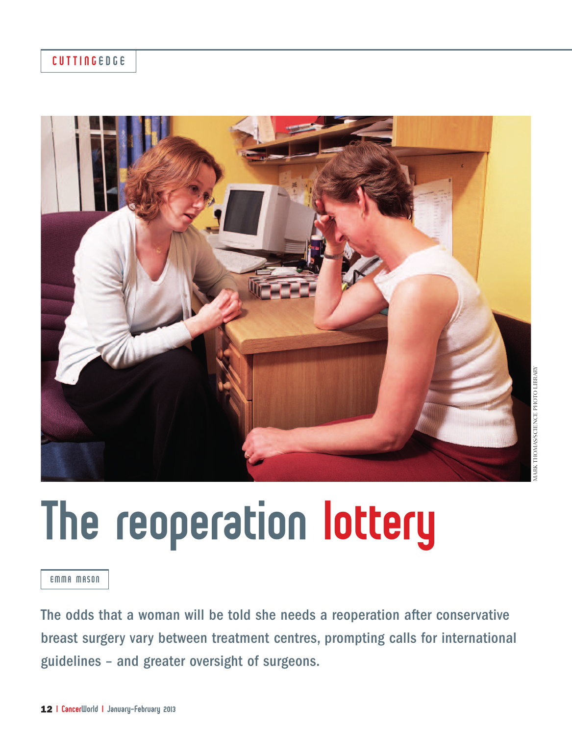CUTTINGEDGE

MARK THOMAS/SCIENCE PHOTO LIBRARY

# The reoperation lottery

EMMA MASON

**The odds that a woman will be told she needs a reoperation after conservative breast surgery vary between treatment centres, prompting calls for international guidelines – and greater oversight of surgeons.**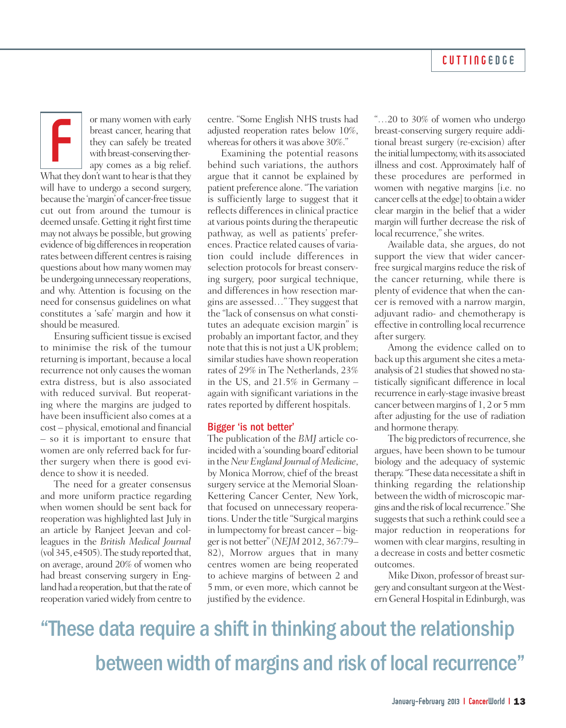For many women with early breast cancer, hearing that they can safely be treated with breast-conserving therapy comes as a big relief. What they don't want to hear is that they will have to undergo a second surgery, because the 'margin' of cancer-free tissue cut out from around the tumour is deemed unsafe. Getting it right first time may not always be possible, but growing evidence of big differences in reoperation rates between different centres is raising questions about how many women may be undergoing unnecessary reoperations, and why. Attention is focusing on the need for consensus guidelines on what constitutes a 'safe' margin and how it should be measured.

Ensuring sufficient tissue is excised to minimise the risk of the tumour returning is important, because a local recurrence not only causes the woman extra distress, but is also associated with reduced survival. But reoperating where the margins are judged to have been insufficient also comes at a cost – physical, emotional and financial – so it is important to ensure that women are only referred back for further surgery when there is good evidence to show it is needed.

The need for a greater consensus and more uniform practice regarding when women should be sent back for reoperation was highlighted last July in an article by Ranjeet Jeevan and colleagues in the *British Medical Journal* (vol 345, e4505). The study reported that, on average, around 20% of women who had breast conserving surgery in England had a reoperation, but that the rate of reoperation varied widely from centre to centre. "Some English NHS trusts had adjusted reoperation rates below 10%, whereas for others it was above 30%."

Examining the potential reasons behind such variations, the authors argue that it cannot be explained by patient preference alone. "The variation is sufficiently large to suggest that it reflects differences in clinical practice at various points during the therapeutic pathway, as well as patients' preferences. Practice related causes of variation could include differences in selection protocols for breast conserving surgery, poor surgical technique, and differences in how resection margins are assessed…" They suggest that the "lack of consensus on what constitutes an adequate excision margin" is probably an important factor, and they note that this is not just a UK problem; similar studies have shown reoperation rates of 29% in The Netherlands, 23% in the US, and 21.5% in Germany – again with significant variations in the rates reported by different hospitals.

## Bigger 'is not better'

The publication of the *BMJ* article coincided with a 'sounding board' editorial in the *New England Journal of Medicine*, by Monica Morrow, chief of the breast surgery service at the Memorial Sloan-Kettering Cancer Center, New York, that focused on unnecessary reoperations. Under the title "Surgical margins in lumpectomy for breast cancer – bigger is not better" (*NEJM* 2012, 367:79–82), Morrow argues that in many centres women are being reoperated to achieve margins of between 2 and 5 mm, or even more, which cannot be justified by the evidence.

"…20 to 30% of women who undergo breast-conserving surgery require additional breast surgery (re-excision) after the initial lumpectomy, with its associated illness and cost. Approximately half of these procedures are performed in women with negative margins [i.e. no cancer cells at the edge] to obtain a wider clear margin in the belief that a wider margin will further decrease the risk of local recurrence," she writes.

Available data, she argues, do not support the view that wider cancer-free surgical margins reduce the risk of the cancer returning, while there is plenty of evidence that when the cancer is removed with a narrow margin, adjuvant radio- and chemotherapy is effective in controlling local recurrence after surgery.

Among the evidence called on to back up this argument she cites a meta-analysis of 21 studies that showed no statistically significant difference in local recurrence in early-stage invasive breast cancer between margins of 1, 2 or 5 mm after adjusting for the use of radiation and hormone therapy.

The big predictors of recurrence, she argues, have been shown to be tumour biology and the adequacy of systemic therapy. "These data necessitate a shift in thinking regarding the relationship between the width of microscopic margins and the risk of local recurrence." She suggests that such a rethink could see a major reduction in reoperations for women with clear margins, resulting in a decrease in costs and better cosmetic outcomes.

Mike Dixon, professor of breast surgery and consultant surgeon at the Western General Hospital in Edinburgh, was

> "These data require a shift in thinking about the relationship between width of margins and risk of local recurrence"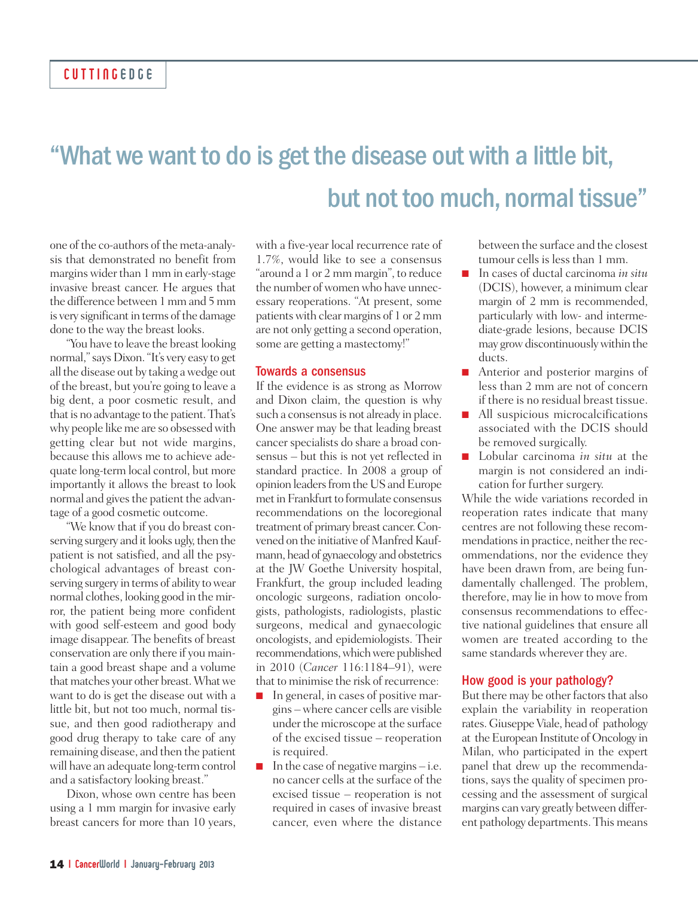“What we want to do is get the disease out with a little bit, but not too much, normal tissue”

one of the co-authors of the meta-analysis that demonstrated no benefit from margins wider than 1 mm in early-stage invasive breast cancer. He argues that the difference between 1 mm and 5 mm is very significant in terms of the damage done to the way the breast looks.

“You have to leave the breast looking normal,” says Dixon. “It’s very easy to get all the disease out by taking a wedge out of the breast, but you’re going to leave a big dent, a poor cosmetic result, and that is no advantage to the patient. That’s why people like me are so obsessed with getting clear but not wide margins, because this allows me to achieve adequate long-term local control, but more importantly it allows the breast to look normal and gives the patient the advantage of a good cosmetic outcome.

“We know that if you do breast conserving surgery and it looks ugly, then the patient is not satisfied, and all the psychological advantages of breast conserving surgery in terms of ability to wear normal clothes, looking good in the mirror, the patient being more confident with good self-esteem and good body image disappear. The benefits of breast conservation are only there if you maintain a good breast shape and a volume that matches your other breast. What we want to do is get the disease out with a little bit, but not too much, normal tissue, and then good radiotherapy and good drug therapy to take care of any remaining disease, and then the patient will have an adequate long-term control and a satisfactory looking breast.”

Dixon, whose own centre has been using a 1 mm margin for invasive early breast cancers for more than 10 years, with a five-year local recurrence rate of 1.7%, would like to see a consensus “around a 1 or 2 mm margin”, to reduce the number of women who have unnecessary reoperations. “At present, some patients with clear margins of 1 or 2 mm are not only getting a second operation, some are getting a mastectomy!”

## Towards a consensus

If the evidence is as strong as Morrow and Dixon claim, the question is why such a consensus is not already in place. One answer may be that leading breast cancer specialists do share a broad consensus – but this is not yet reflected in standard practice. In 2008 a group of opinion leaders from the US and Europe met in Frankfurt to formulate consensus recommendations on the locoregional treatment of primary breast cancer. Convened on the initiative of Manfred Kaufmann, head of gynaecology and obstetrics at the JW Goethe University hospital, Frankfurt, the group included leading oncologic surgeons, radiation oncologists, pathologists, radiologists, plastic surgeons, medical and gynaecologic oncologists, and epidemiologists. Their recommendations, which were published in 2010 (*Cancer* 116:1184–91), were that to minimise the risk of recurrence:

- In general, in cases of positive margins – where cancer cells are visible under the microscope at the surface of the excised tissue – reoperation is required.
- In the case of negative margins – i.e. no cancer cells at the surface of the excised tissue – reoperation is not required in cases of invasive breast cancer, even where the distance between the surface and the closest tumour cells is less than 1 mm.
- In cases of ductal carcinoma *in situ* (DCIS), however, a minimum clear margin of 2 mm is recommended, particularly with low- and intermediate-grade lesions, because DCIS may grow discontinuously within the ducts.
- Anterior and posterior margins of less than 2 mm are not of concern if there is no residual breast tissue.
- All suspicious microcalcifications associated with the DCIS should be removed surgically.
- Lobular carcinoma *in situ* at the margin is not considered an indication for further surgery.

While the wide variations recorded in reoperation rates indicate that many centres are not following these recommendations in practice, neither the recommendations, nor the evidence they have been drawn from, are being fundamentally challenged. The problem, therefore, may lie in how to move from consensus recommendations to effective national guidelines that ensure all women are treated according to the same standards wherever they are.

## How good is your pathology?

But there may be other factors that also explain the variability in reoperation rates. Giuseppe Viale, head of pathology at the European Institute of Oncology in Milan, who participated in the expert panel that drew up the recommendations, says the quality of specimen processing and the assessment of surgical margins can vary greatly between different pathology departments. This means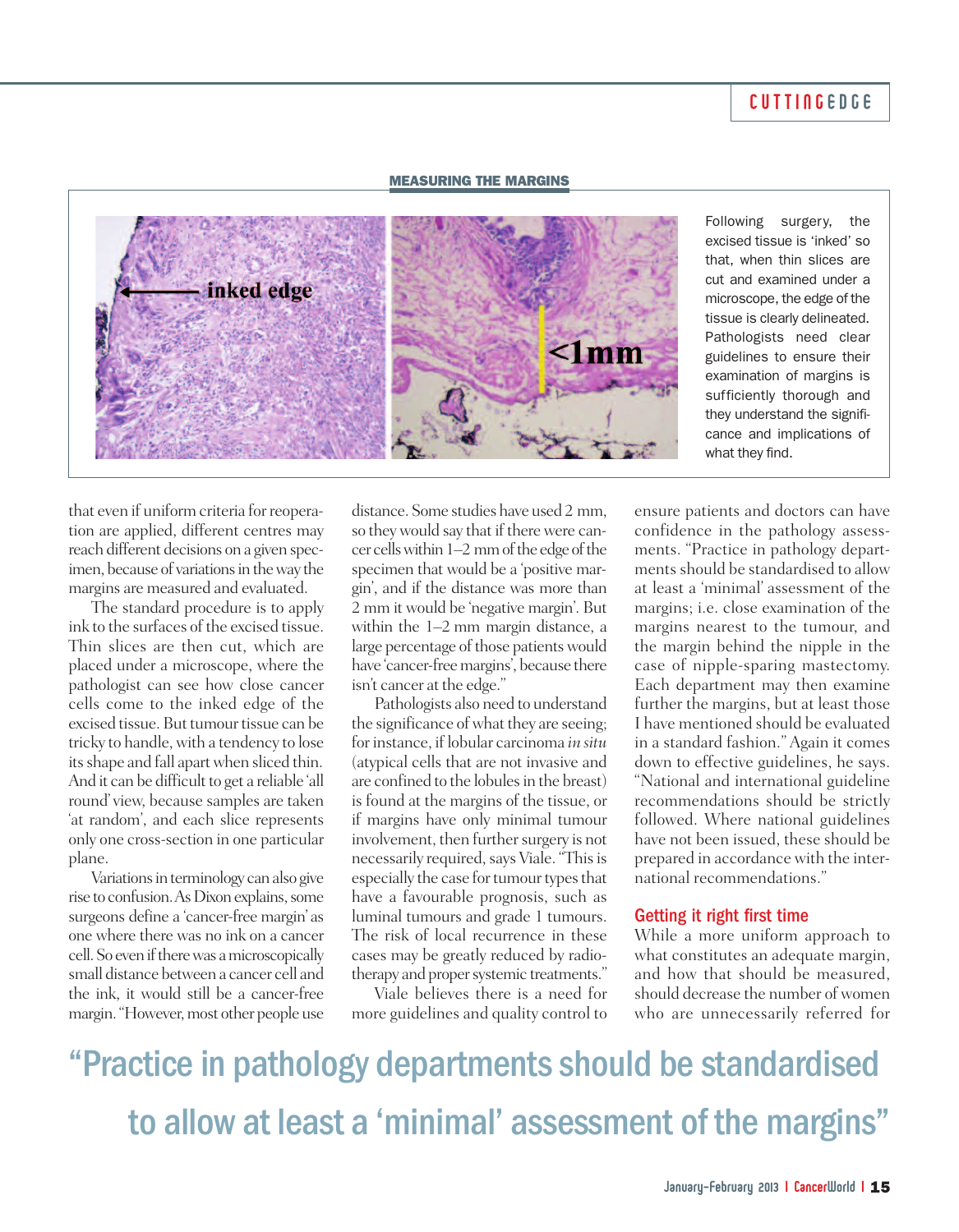## MEASURING THE MARGINS

Following surgery, the excised tissue is 'inked' so that, when thin slices are cut and examined under a microscope, the edge of the tissue is clearly delineated. Pathologists need clear guidelines to ensure their examination of margins is sufficiently thorough and they understand the significance and implications of what they find.

that even if uniform criteria for reoperation are applied, different centres may reach different decisions on a given specimen, because of variations in the way the margins are measured and evaluated.

The standard procedure is to apply ink to the surfaces of the excised tissue. Thin slices are then cut, which are placed under a microscope, where the pathologist can see how close cancer cells come to the inked edge of the excised tissue. But tumour tissue can be tricky to handle, with a tendency to lose its shape and fall apart when sliced thin. And it can be difficult to get a reliable 'all round' view, because samples are taken 'at random', and each slice represents only one cross-section in one particular plane.

Variations in terminology can also give rise to confusion. As Dixon explains, some surgeons define a 'cancer-free margin' as one where there was no ink on a cancer cell. So even if there was a microscopically small distance between a cancer cell and the ink, it would still be a cancer-free margin. "However, most other people use distance. Some studies have used 2 mm, so they would say that if there were cancer cells within 1–2 mm of the edge of the specimen that would be a 'positive margin', and if the distance was more than 2 mm it would be 'negative margin'. But within the 1–2 mm margin distance, a large percentage of those patients would have 'cancer-free margins', because there isn't cancer at the edge."

Pathologists also need to understand the significance of what they are seeing; for instance, if lobular carcinoma *in situ* (atypical cells that are not invasive and are confined to the lobules in the breast) is found at the margins of the tissue, or if margins have only minimal tumour involvement, then further surgery is not necessarily required, says Viale. "This is especially the case for tumour types that have a favourable prognosis, such as luminal tumours and grade 1 tumours. The risk of local recurrence in these cases may be greatly reduced by radiotherapy and proper systemic treatments."

Viale believes there is a need for more guidelines and quality control to ensure patients and doctors can have confidence in the pathology assessments. "Practice in pathology departments should be standardised to allow at least a 'minimal' assessment of the margins; i.e. close examination of the margins nearest to the tumour, and the margin behind the nipple in the case of nipple-sparing mastectomy. Each department may then examine further the margins, but at least those I have mentioned should be evaluated in a standard fashion." Again it comes down to effective guidelines, he says. "National and international guideline recommendations should be strictly followed. Where national guidelines have not been issued, these should be prepared in accordance with the international recommendations."

### Getting it right first time

While a more uniform approach to what constitutes an adequate margin, and how that should be measured, should decrease the number of women who are unnecessarily referred for

> "Practice in pathology departments should be standardised to allow at least a 'minimal' assessment of the margins"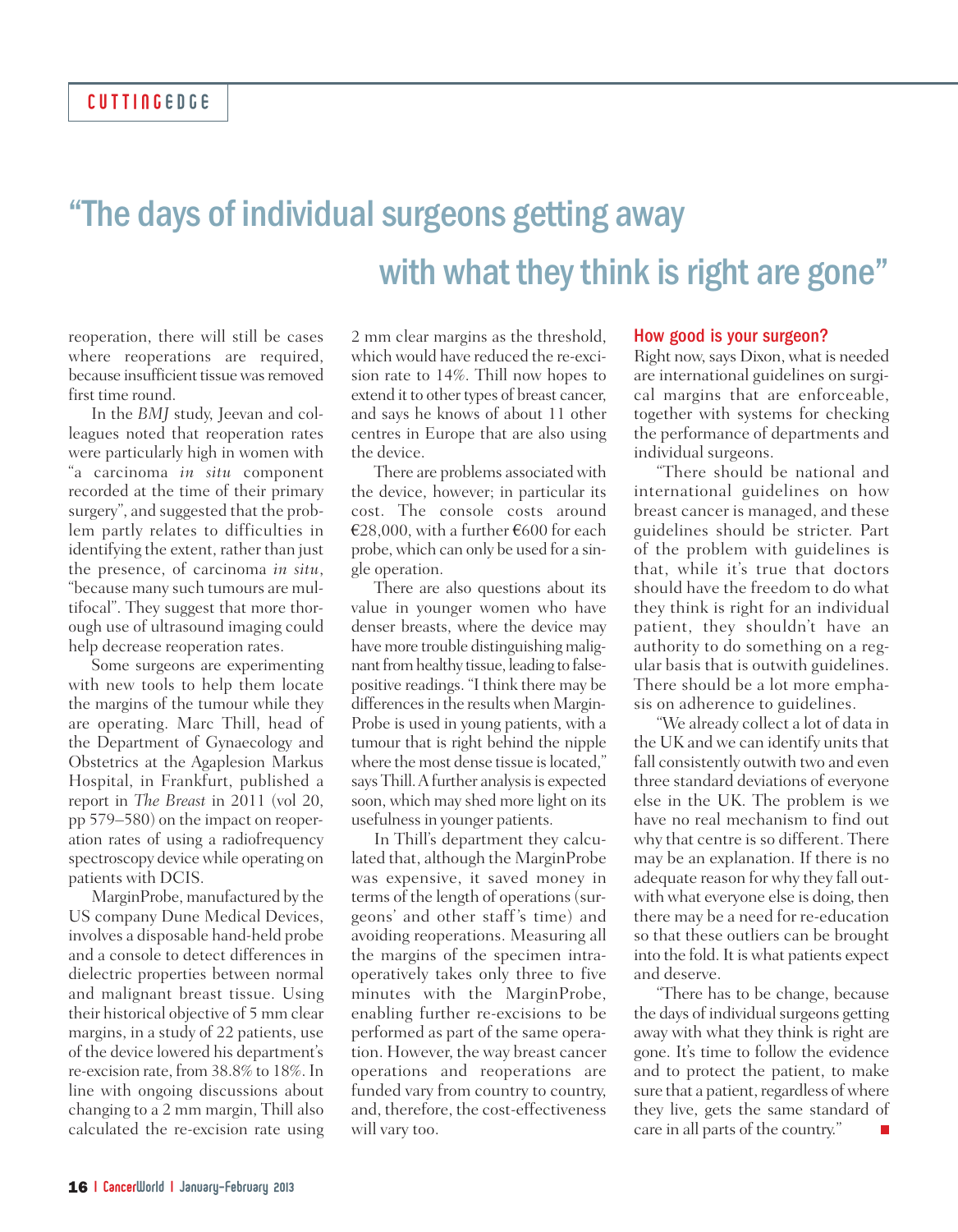> "The days of individual surgeons getting away with what they think is right are gone"

reoperation, there will still be cases where reoperations are required, because insufficient tissue was removed first time round.

In the *BMJ* study, Jeevan and colleagues noted that reoperation rates were particularly high in women with "a carcinoma *in situ* component recorded at the time of their primary surgery", and suggested that the problem partly relates to difficulties in identifying the extent, rather than just the presence, of carcinoma *in situ*, "because many such tumours are multifocal". They suggest that more thorough use of ultrasound imaging could help decrease reoperation rates.

Some surgeons are experimenting with new tools to help them locate the margins of the tumour while they are operating. Marc Thill, head of the Department of Gynaecology and Obstetrics at the Agaplesion Markus Hospital, in Frankfurt, published a report in *The Breast* in 2011 (vol 20, pp 579–580) on the impact on reoperation rates of using a radiofrequency spectroscopy device while operating on patients with DCIS.

MarginProbe, manufactured by the US company Dune Medical Devices, involves a disposable hand-held probe and a console to detect differences in dielectric properties between normal and malignant breast tissue. Using their historical objective of 5 mm clear margins, in a study of 22 patients, use of the device lowered his department's re-excision rate, from 38.8% to 18%. In line with ongoing discussions about changing to a 2 mm margin, Thill also calculated the re-excision rate using 2 mm clear margins as the threshold, which would have reduced the re-excision rate to 14%. Thill now hopes to extend it to other types of breast cancer, and says he knows of about 11 other centres in Europe that are also using the device.

There are problems associated with the device, however; in particular its cost. The console costs around €28,000, with a further €600 for each probe, which can only be used for a single operation.

There are also questions about its value in younger women who have denser breasts, where the device may have more trouble distinguishing malignant from healthy tissue, leading to false-positive readings. "I think there may be differences in the results when MarginProbe is used in young patients, with a tumour that is right behind the nipple where the most dense tissue is located," says Thill. A further analysis is expected soon, which may shed more light on its usefulness in younger patients.

In Thill's department they calculated that, although the MarginProbe was expensive, it saved money in terms of the length of operations (surgeons' and other staff's time) and avoiding reoperations. Measuring all the margins of the specimen intraoperatively takes only three to five minutes with the MarginProbe, enabling further re-excisions to be performed as part of the same operation. However, the way breast cancer operations and reoperations are funded vary from country to country, and, therefore, the cost-effectiveness will vary too.

## How good is your surgeon?

Right now, says Dixon, what is needed are international guidelines on surgical margins that are enforceable, together with systems for checking the performance of departments and individual surgeons.

"There should be national and international guidelines on how breast cancer is managed, and these guidelines should be stricter. Part of the problem with guidelines is that, while it's true that doctors should have the freedom to do what they think is right for an individual patient, they shouldn't have an authority to do something on a regular basis that is outwith guidelines. There should be a lot more emphasis on adherence to guidelines.

"We already collect a lot of data in the UK and we can identify units that fall consistently outwith two and even three standard deviations of everyone else in the UK. The problem is we have no real mechanism to find out why that centre is so different. There may be an explanation. If there is no adequate reason for why they fall outwith what everyone else is doing, then there may be a need for re-education so that these outliers can be brought into the fold. It is what patients expect and deserve.

"There has to be change, because the days of individual surgeons getting away with what they think is right are gone. It's time to follow the evidence and to protect the patient, to make sure that a patient, regardless of where they live, gets the same standard of care in all parts of the country."